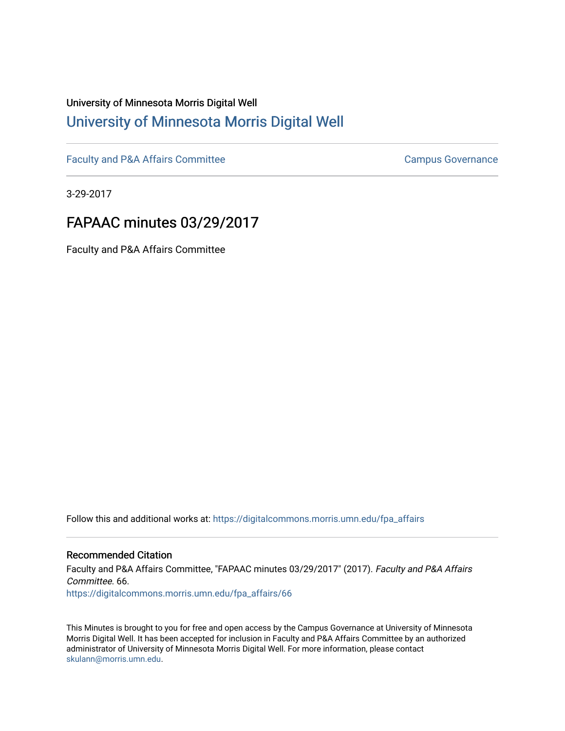University of Minnesota Morris Digital Well

# University of Minnesota Morris Digital Well

Faculty and P&A Affairs Committee | Campus Governance

3-29-2017

## FAPAAC minutes 03/29/2017

Faculty and P&A Affairs Committee

Follow this and additional works at: https://digitalcommons.morris.umn.edu/fpa_affairs

### Recommended Citation

Faculty and P&A Affairs Committee, "FAPAAC minutes 03/29/2017" (2017). *Faculty and P&A Affairs Committee*. 66.
https://digitalcommons.morris.umn.edu/fpa_affairs/66

This Minutes is brought to you for free and open access by the Campus Governance at University of Minnesota Morris Digital Well. It has been accepted for inclusion in Faculty and P&A Affairs Committee by an authorized administrator of University of Minnesota Morris Digital Well. For more information, please contact skulann@morris.umn.edu.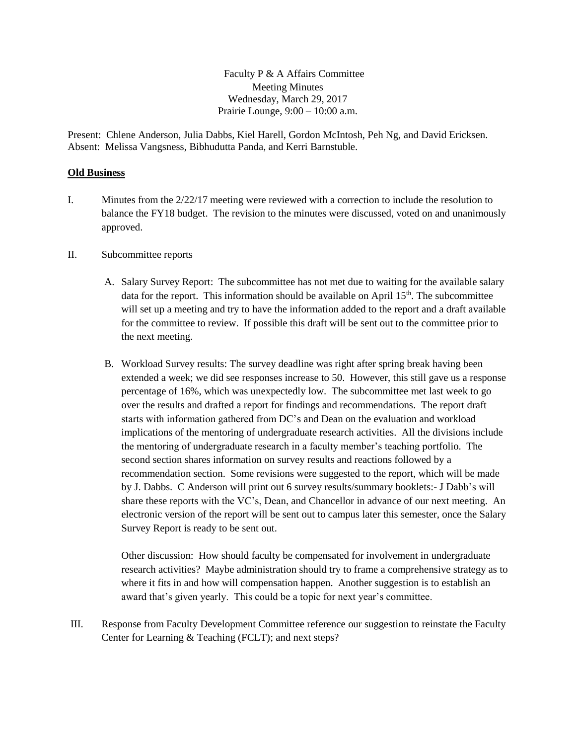Faculty P & A Affairs Committee
Meeting Minutes
Wednesday, March 29, 2017
Prairie Lounge, 9:00 – 10:00 a.m.

Present: Chlene Anderson, Julia Dabbs, Kiel Harell, Gordon McIntosh, Peh Ng, and David Ericksen.
Absent: Melissa Vangsness, Bibhudutta Panda, and Kerri Barnstuble.

**Old Business**

I. Minutes from the 2/22/17 meeting were reviewed with a correction to include the resolution to balance the FY18 budget. The revision to the minutes were discussed, voted on and unanimously approved.

II. Subcommittee reports

A. Salary Survey Report: The subcommittee has not met due to waiting for the available salary data for the report. This information should be available on April 15th. The subcommittee will set up a meeting and try to have the information added to the report and a draft available for the committee to review. If possible this draft will be sent out to the committee prior to the next meeting.

B. Workload Survey results: The survey deadline was right after spring break having been extended a week; we did see responses increase to 50. However, this still gave us a response percentage of 16%, which was unexpectedly low. The subcommittee met last week to go over the results and drafted a report for findings and recommendations. The report draft starts with information gathered from DC's and Dean on the evaluation and workload implications of the mentoring of undergraduate research activities. All the divisions include the mentoring of undergraduate research in a faculty member's teaching portfolio. The second section shares information on survey results and reactions followed by a recommendation section. Some revisions were suggested to the report, which will be made by J. Dabbs. C Anderson will print out 6 survey results/summary booklets:- J Dabb's will share these reports with the VC's, Dean, and Chancellor in advance of our next meeting. An electronic version of the report will be sent out to campus later this semester, once the Salary Survey Report is ready to be sent out.

Other discussion: How should faculty be compensated for involvement in undergraduate research activities? Maybe administration should try to frame a comprehensive strategy as to where it fits in and how will compensation happen. Another suggestion is to establish an award that's given yearly. This could be a topic for next year's committee.

III. Response from Faculty Development Committee reference our suggestion to reinstate the Faculty Center for Learning & Teaching (FCLT); and next steps?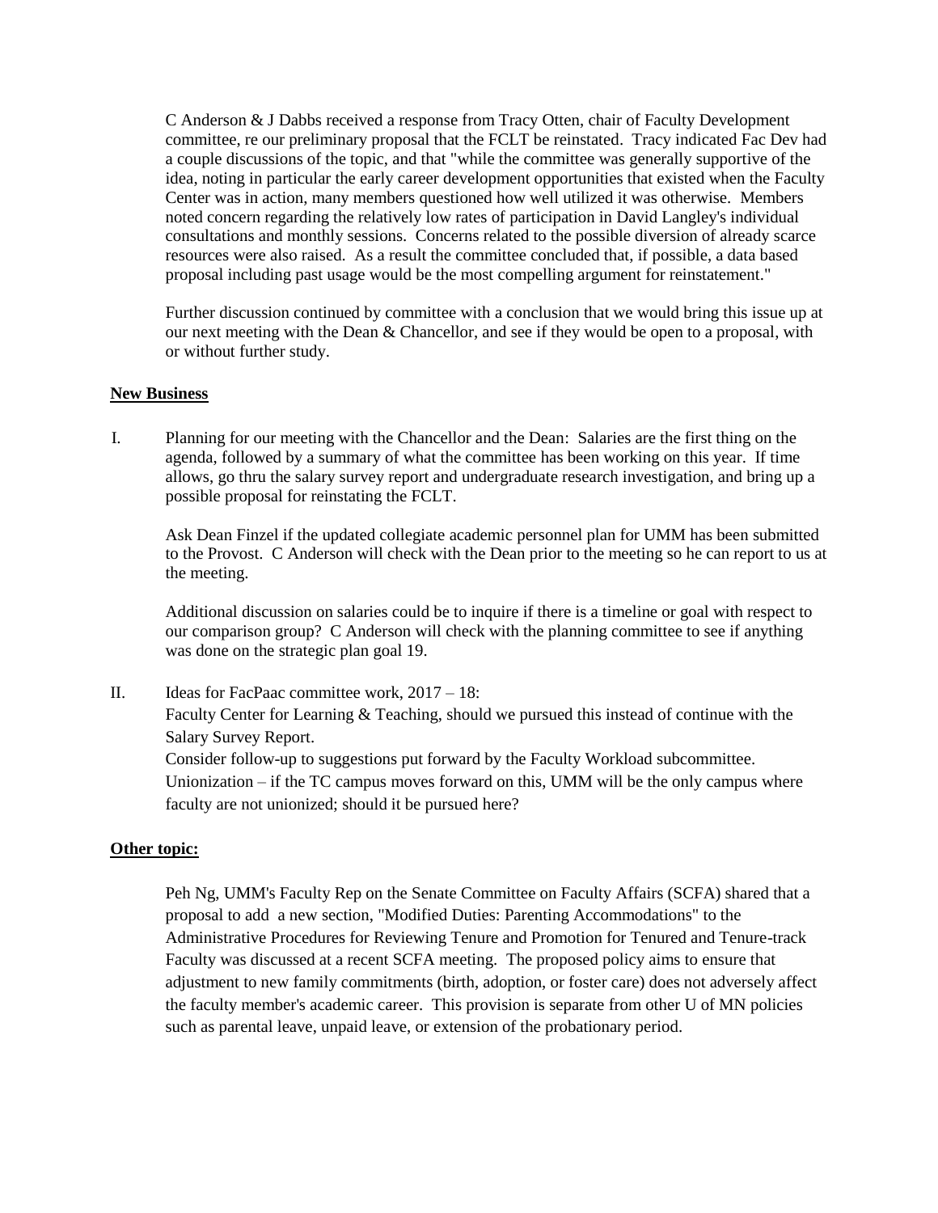C Anderson & J Dabbs received a response from Tracy Otten, chair of Faculty Development committee, re our preliminary proposal that the FCLT be reinstated. Tracy indicated Fac Dev had a couple discussions of the topic, and that "while the committee was generally supportive of the idea, noting in particular the early career development opportunities that existed when the Faculty Center was in action, many members questioned how well utilized it was otherwise. Members noted concern regarding the relatively low rates of participation in David Langley's individual consultations and monthly sessions. Concerns related to the possible diversion of already scarce resources were also raised. As a result the committee concluded that, if possible, a data based proposal including past usage would be the most compelling argument for reinstatement."

Further discussion continued by committee with a conclusion that we would bring this issue up at our next meeting with the Dean & Chancellor, and see if they would be open to a proposal, with or without further study.

**New Business**

I. Planning for our meeting with the Chancellor and the Dean: Salaries are the first thing on the agenda, followed by a summary of what the committee has been working on this year. If time allows, go thru the salary survey report and undergraduate research investigation, and bring up a possible proposal for reinstating the FCLT.

   Ask Dean Finzel if the updated collegiate academic personnel plan for UMM has been submitted to the Provost. C Anderson will check with the Dean prior to the meeting so he can report to us at the meeting.

   Additional discussion on salaries could be to inquire if there is a timeline or goal with respect to our comparison group? C Anderson will check with the planning committee to see if anything was done on the strategic plan goal 19.

II. Ideas for FacPaac committee work, 2017 – 18:
   Faculty Center for Learning & Teaching, should we pursued this instead of continue with the Salary Survey Report.
   Consider follow-up to suggestions put forward by the Faculty Workload subcommittee.
   Unionization – if the TC campus moves forward on this, UMM will be the only campus where faculty are not unionized; should it be pursued here?

**Other topic:**

Peh Ng, UMM's Faculty Rep on the Senate Committee on Faculty Affairs (SCFA) shared that a proposal to add a new section, "Modified Duties: Parenting Accommodations" to the Administrative Procedures for Reviewing Tenure and Promotion for Tenured and Tenure-track Faculty was discussed at a recent SCFA meeting. The proposed policy aims to ensure that adjustment to new family commitments (birth, adoption, or foster care) does not adversely affect the faculty member's academic career. This provision is separate from other U of MN policies such as parental leave, unpaid leave, or extension of the probationary period.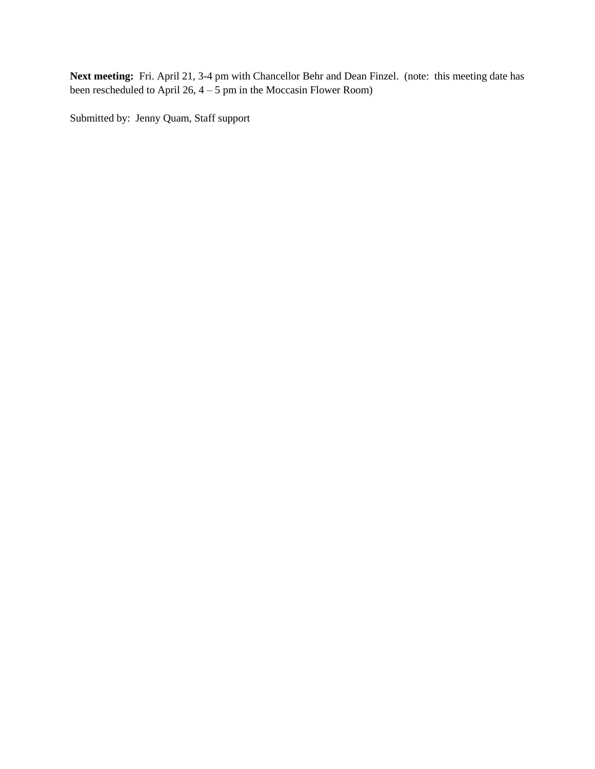**Next meeting:** Fri. April 21, 3-4 pm with Chancellor Behr and Dean Finzel. (note: this meeting date has been rescheduled to April 26, 4 – 5 pm in the Moccasin Flower Room)

Submitted by: Jenny Quam, Staff support